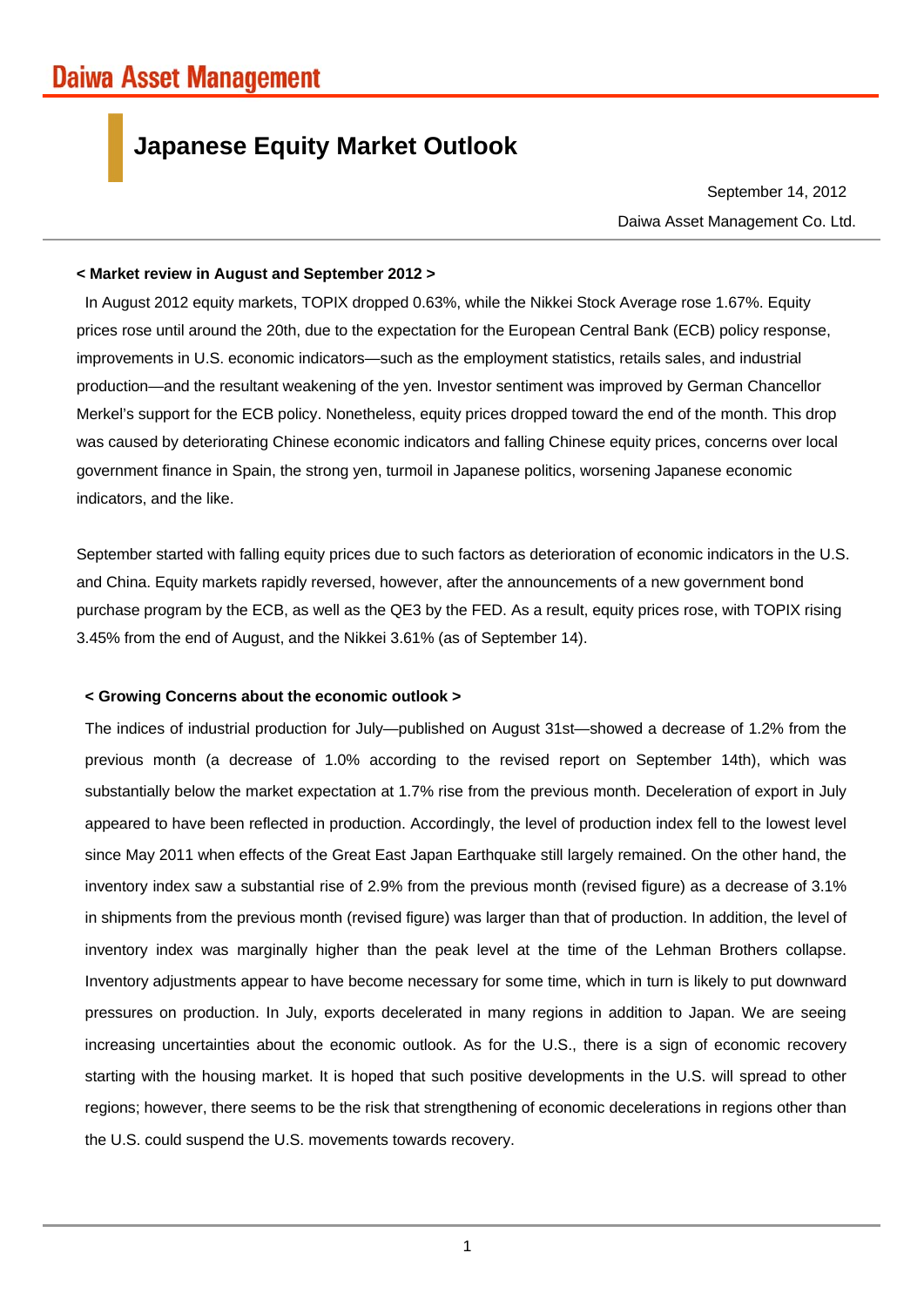Daiwa Asset Management

# Japanese Equity Market Outlook

September 14, 2012

Daiwa Asset Management Co. Ltd.

**< Market review in August and September 2012 >**

In August 2012 equity markets, TOPIX dropped 0.63%, while the Nikkei Stock Average rose 1.67%. Equity prices rose until around the 20th, due to the expectation for the European Central Bank (ECB) policy response, improvements in U.S. economic indicators—such as the employment statistics, retails sales, and industrial production—and the resultant weakening of the yen. Investor sentiment was improved by German Chancellor Merkel's support for the ECB policy. Nonetheless, equity prices dropped toward the end of the month. This drop was caused by deteriorating Chinese economic indicators and falling Chinese equity prices, concerns over local government finance in Spain, the strong yen, turmoil in Japanese politics, worsening Japanese economic indicators, and the like.

September started with falling equity prices due to such factors as deterioration of economic indicators in the U.S. and China. Equity markets rapidly reversed, however, after the announcements of a new government bond purchase program by the ECB, as well as the QE3 by the FED. As a result, equity prices rose, with TOPIX rising 3.45% from the end of August, and the Nikkei 3.61% (as of September 14).

**< Growing Concerns about the economic outlook >**

The indices of industrial production for July—published on August 31st—showed a decrease of 1.2% from the previous month (a decrease of 1.0% according to the revised report on September 14th), which was substantially below the market expectation at 1.7% rise from the previous month. Deceleration of export in July appeared to have been reflected in production. Accordingly, the level of production index fell to the lowest level since May 2011 when effects of the Great East Japan Earthquake still largely remained. On the other hand, the inventory index saw a substantial rise of 2.9% from the previous month (revised figure) as a decrease of 3.1% in shipments from the previous month (revised figure) was larger than that of production. In addition, the level of inventory index was marginally higher than the peak level at the time of the Lehman Brothers collapse. Inventory adjustments appear to have become necessary for some time, which in turn is likely to put downward pressures on production. In July, exports decelerated in many regions in addition to Japan. We are seeing increasing uncertainties about the economic outlook. As for the U.S., there is a sign of economic recovery starting with the housing market. It is hoped that such positive developments in the U.S. will spread to other regions; however, there seems to be the risk that strengthening of economic decelerations in regions other than the U.S. could suspend the U.S. movements towards recovery.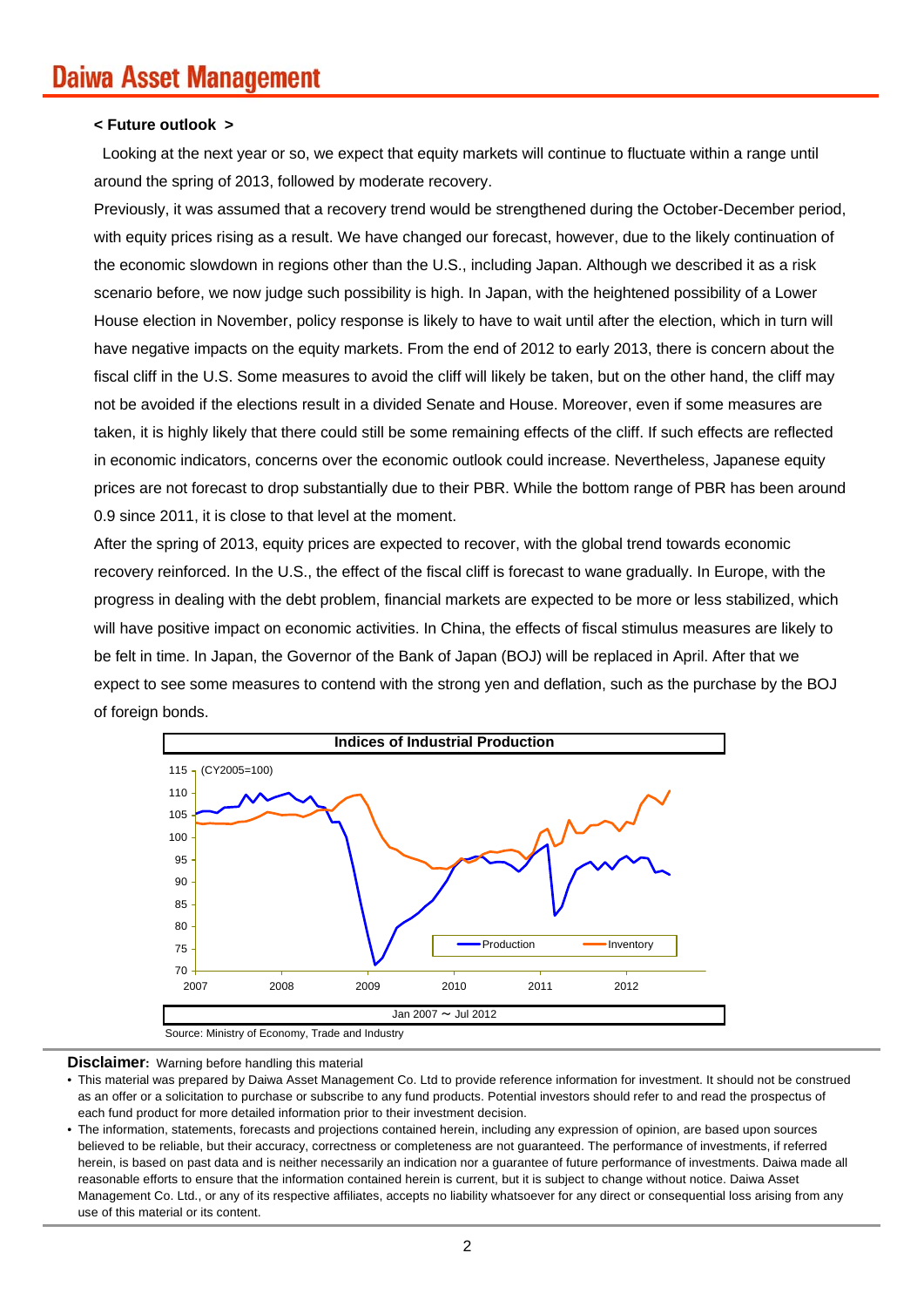# Daiwa Asset Management

**< Future outlook >**

Looking at the next year or so, we expect that equity markets will continue to fluctuate within a range until around the spring of 2013, followed by moderate recovery.

Previously, it was assumed that a recovery trend would be strengthened during the October-December period, with equity prices rising as a result. We have changed our forecast, however, due to the likely continuation of the economic slowdown in regions other than the U.S., including Japan. Although we described it as a risk scenario before, we now judge such possibility is high. In Japan, with the heightened possibility of a Lower House election in November, policy response is likely to have to wait until after the election, which in turn will have negative impacts on the equity markets. From the end of 2012 to early 2013, there is concern about the fiscal cliff in the U.S. Some measures to avoid the cliff will likely be taken, but on the other hand, the cliff may not be avoided if the elections result in a divided Senate and House. Moreover, even if some measures are taken, it is highly likely that there could still be some remaining effects of the cliff. If such effects are reflected in economic indicators, concerns over the economic outlook could increase. Nevertheless, Japanese equity prices are not forecast to drop substantially due to their PBR. While the bottom range of PBR has been around 0.9 since 2011, it is close to that level at the moment.

After the spring of 2013, equity prices are expected to recover, with the global trend towards economic recovery reinforced. In the U.S., the effect of the fiscal cliff is forecast to wane gradually. In Europe, with the progress in dealing with the debt problem, financial markets are expected to be more or less stabilized, which will have positive impact on economic activities. In China, the effects of fiscal stimulus measures are likely to be felt in time. In Japan, the Governor of the Bank of Japan (BOJ) will be replaced in April. After that we expect to see some measures to contend with the strong yen and deflation, such as the purchase by the BOJ of foreign bonds.

**Indices of Industrial Production**

(CY2005=100)

115
110
105
100
95
90
85
80
75
70

2007 2008 2009 2010 2011 2012

Production
Inventory

Jan 2007 ～ Jul 2012

Source: Ministry of Economy, Trade and Industry

**Disclaimer:** Warning before handling this material

- This material was prepared by Daiwa Asset Management Co. Ltd to provide reference information for investment. It should not be construed as an offer or a solicitation to purchase or subscribe to any fund products. Potential investors should refer to and read the prospectus of each fund product for more detailed information prior to their investment decision.
- The information, statements, forecasts and projections contained herein, including any expression of opinion, are based upon sources believed to be reliable, but their accuracy, correctness or completeness are not guaranteed. The performance of investments, if referred herein, is based on past data and is neither necessarily an indication nor a guarantee of future performance of investments. Daiwa made all reasonable efforts to ensure that the information contained herein is current, but it is subject to change without notice. Daiwa Asset Management Co. Ltd., or any of its respective affiliates, accepts no liability whatsoever for any direct or consequential loss arising from any use of this material or its content.